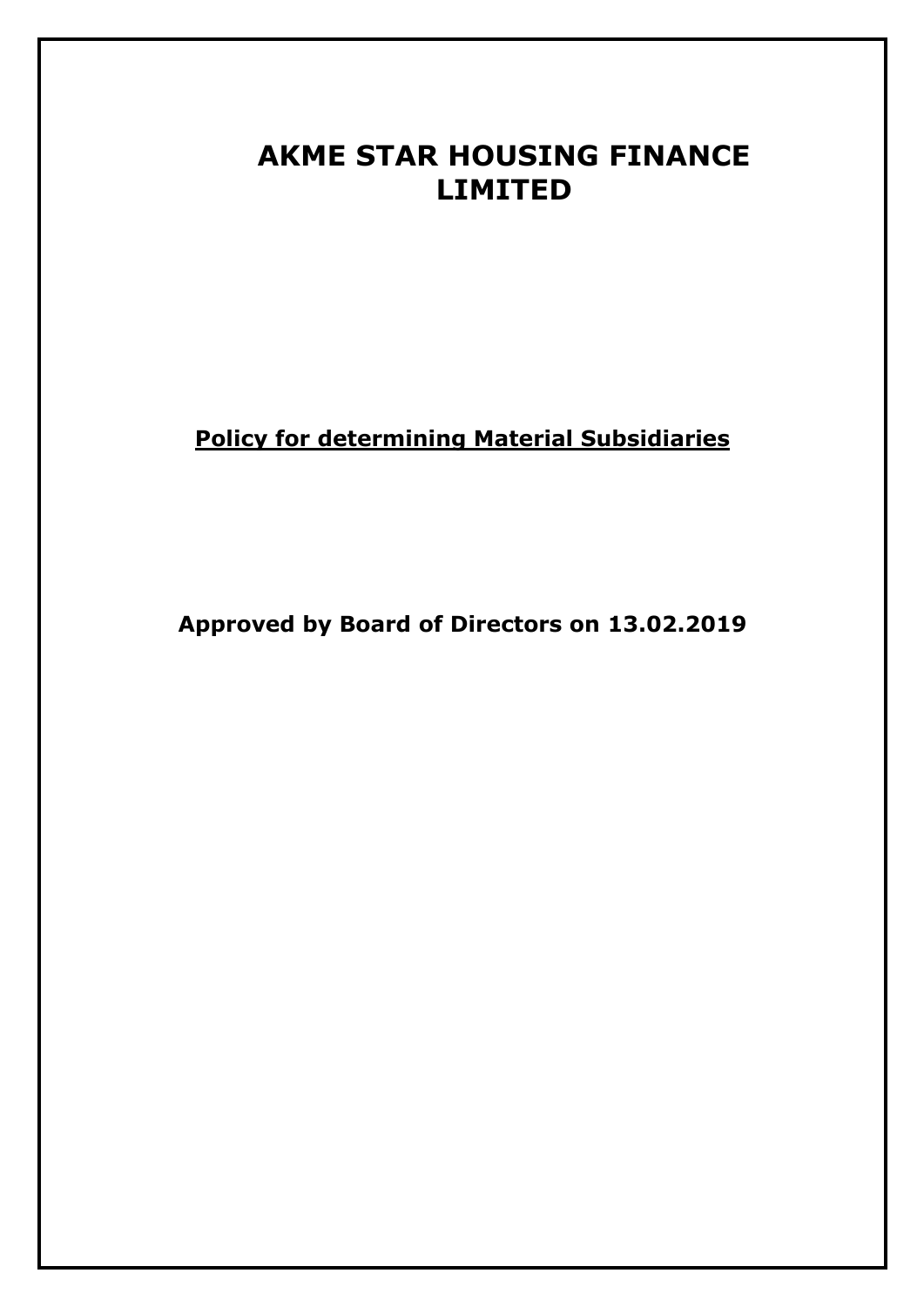# AKME STAR HOUSING FINANCE LIMITED

**Policy for determining Material Subsidiaries**

**Approved by Board of Directors on 13.02.2019**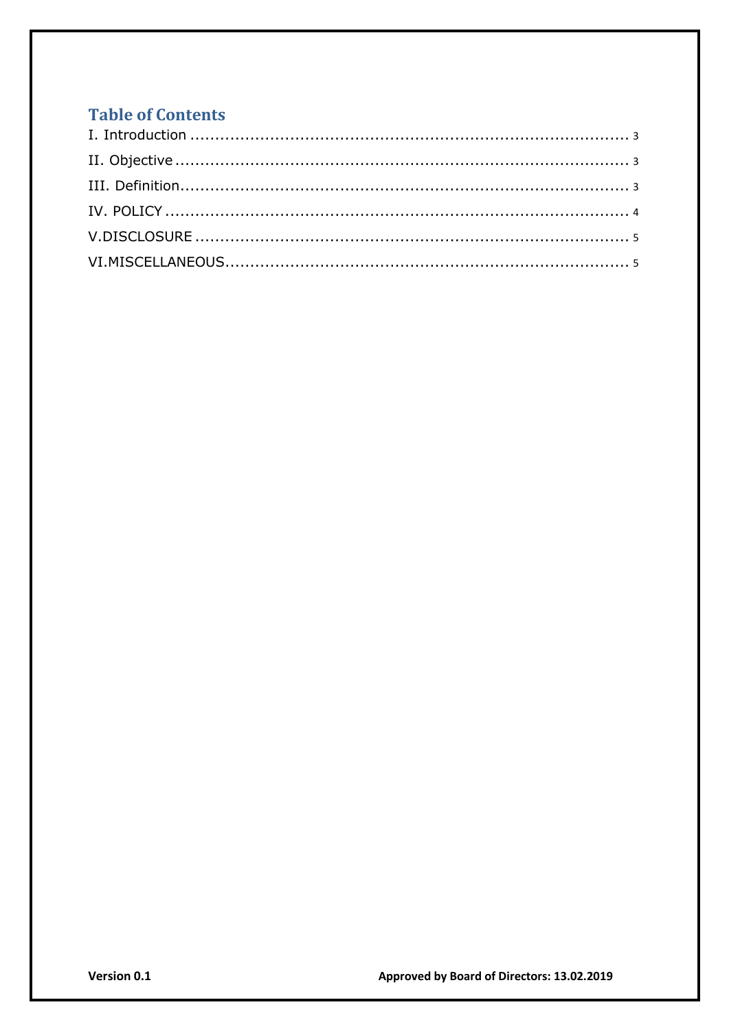## Table of Contents

I. Introduction ........................................................................................ 3

II. Objective ........................................................................................... 3

III. Definition.......................................................................................... 3

IV. POLICY ............................................................................................. 4

V.DISCLOSURE ....................................................................................... 5

VI.MISCELLANEOUS................................................................................. 5

**Version 0.1** **Approved by Board of Directors: 13.02.2019**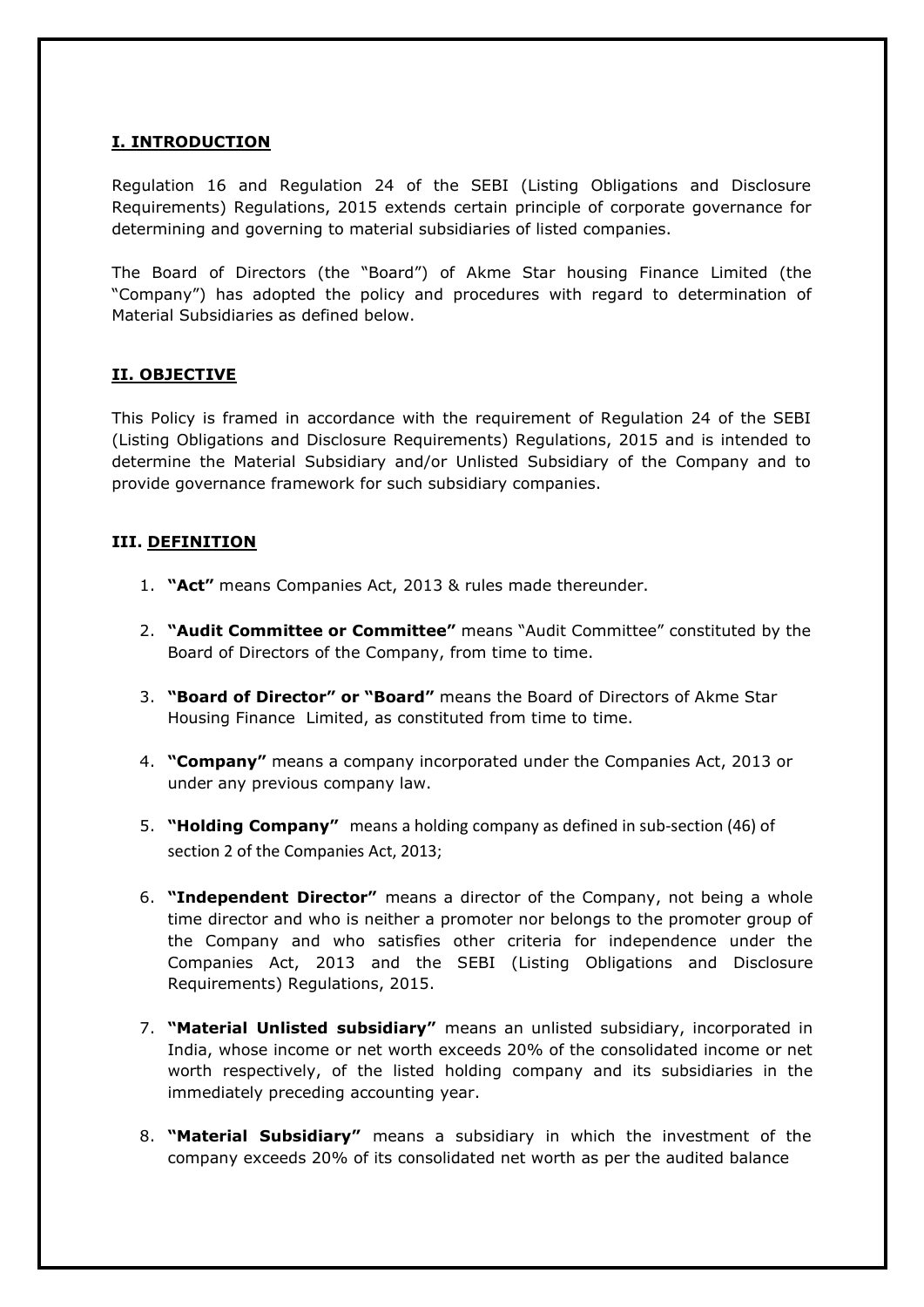## I. INTRODUCTION

Regulation 16 and Regulation 24 of the SEBI (Listing Obligations and Disclosure Requirements) Regulations, 2015 extends certain principle of corporate governance for determining and governing to material subsidiaries of listed companies.

The Board of Directors (the "Board") of Akme Star housing Finance Limited (the "Company") has adopted the policy and procedures with regard to determination of Material Subsidiaries as defined below.

## II. OBJECTIVE

This Policy is framed in accordance with the requirement of Regulation 24 of the SEBI (Listing Obligations and Disclosure Requirements) Regulations, 2015 and is intended to determine the Material Subsidiary and/or Unlisted Subsidiary of the Company and to provide governance framework for such subsidiary companies.

## III. DEFINITION

1. **"Act"** means Companies Act, 2013 & rules made thereunder.
2. **"Audit Committee or Committee"** means "Audit Committee" constituted by the Board of Directors of the Company, from time to time.
3. **"Board of Director" or "Board"** means the Board of Directors of Akme Star Housing Finance Limited, as constituted from time to time.
4. **"Company"** means a company incorporated under the Companies Act, 2013 or under any previous company law.
5. **"Holding Company"** means a holding company as defined in sub-section (46) of section 2 of the Companies Act, 2013;
6. **"Independent Director"** means a director of the Company, not being a whole time director and who is neither a promoter nor belongs to the promoter group of the Company and who satisfies other criteria for independence under the Companies Act, 2013 and the SEBI (Listing Obligations and Disclosure Requirements) Regulations, 2015.
7. **"Material Unlisted subsidiary"** means an unlisted subsidiary, incorporated in India, whose income or net worth exceeds 20% of the consolidated income or net worth respectively, of the listed holding company and its subsidiaries in the immediately preceding accounting year.
8. **"Material Subsidiary"** means a subsidiary in which the investment of the company exceeds 20% of its consolidated net worth as per the audited balance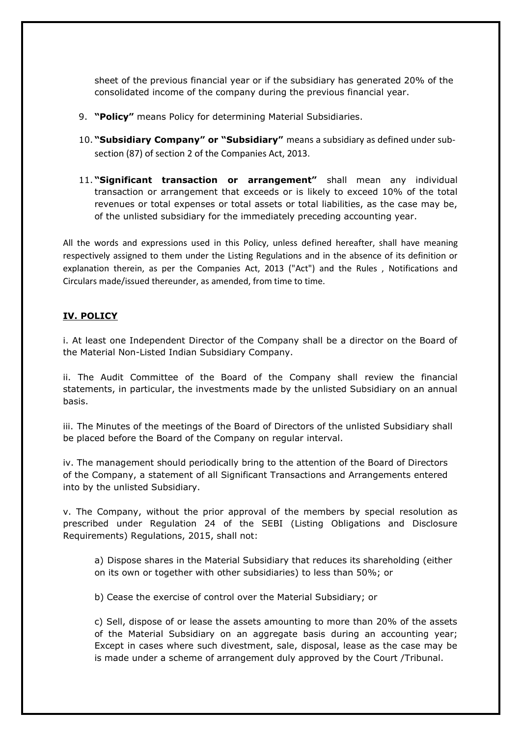sheet of the previous financial year or if the subsidiary has generated 20% of the consolidated income of the company during the previous financial year.

9. **"Policy"** means Policy for determining Material Subsidiaries.

10. **"Subsidiary Company" or "Subsidiary"** means a subsidiary as defined under sub-section (87) of section 2 of the Companies Act, 2013.

11. **"Significant transaction or arrangement"** shall mean any individual transaction or arrangement that exceeds or is likely to exceed 10% of the total revenues or total expenses or total assets or total liabilities, as the case may be, of the unlisted subsidiary for the immediately preceding accounting year.

All the words and expressions used in this Policy, unless defined hereafter, shall have meaning respectively assigned to them under the Listing Regulations and in the absence of its definition or explanation therein, as per the Companies Act, 2013 ("Act") and the Rules , Notifications and Circulars made/issued thereunder, as amended, from time to time.

## **IV. POLICY**

i. At least one Independent Director of the Company shall be a director on the Board of the Material Non-Listed Indian Subsidiary Company.

ii. The Audit Committee of the Board of the Company shall review the financial statements, in particular, the investments made by the unlisted Subsidiary on an annual basis.

iii. The Minutes of the meetings of the Board of Directors of the unlisted Subsidiary shall be placed before the Board of the Company on regular interval.

iv. The management should periodically bring to the attention of the Board of Directors of the Company, a statement of all Significant Transactions and Arrangements entered into by the unlisted Subsidiary.

v. The Company, without the prior approval of the members by special resolution as prescribed under Regulation 24 of the SEBI (Listing Obligations and Disclosure Requirements) Regulations, 2015, shall not:

a) Dispose shares in the Material Subsidiary that reduces its shareholding (either on its own or together with other subsidiaries) to less than 50%; or

b) Cease the exercise of control over the Material Subsidiary; or

c) Sell, dispose of or lease the assets amounting to more than 20% of the assets of the Material Subsidiary on an aggregate basis during an accounting year; Except in cases where such divestment, sale, disposal, lease as the case may be is made under a scheme of arrangement duly approved by the Court /Tribunal.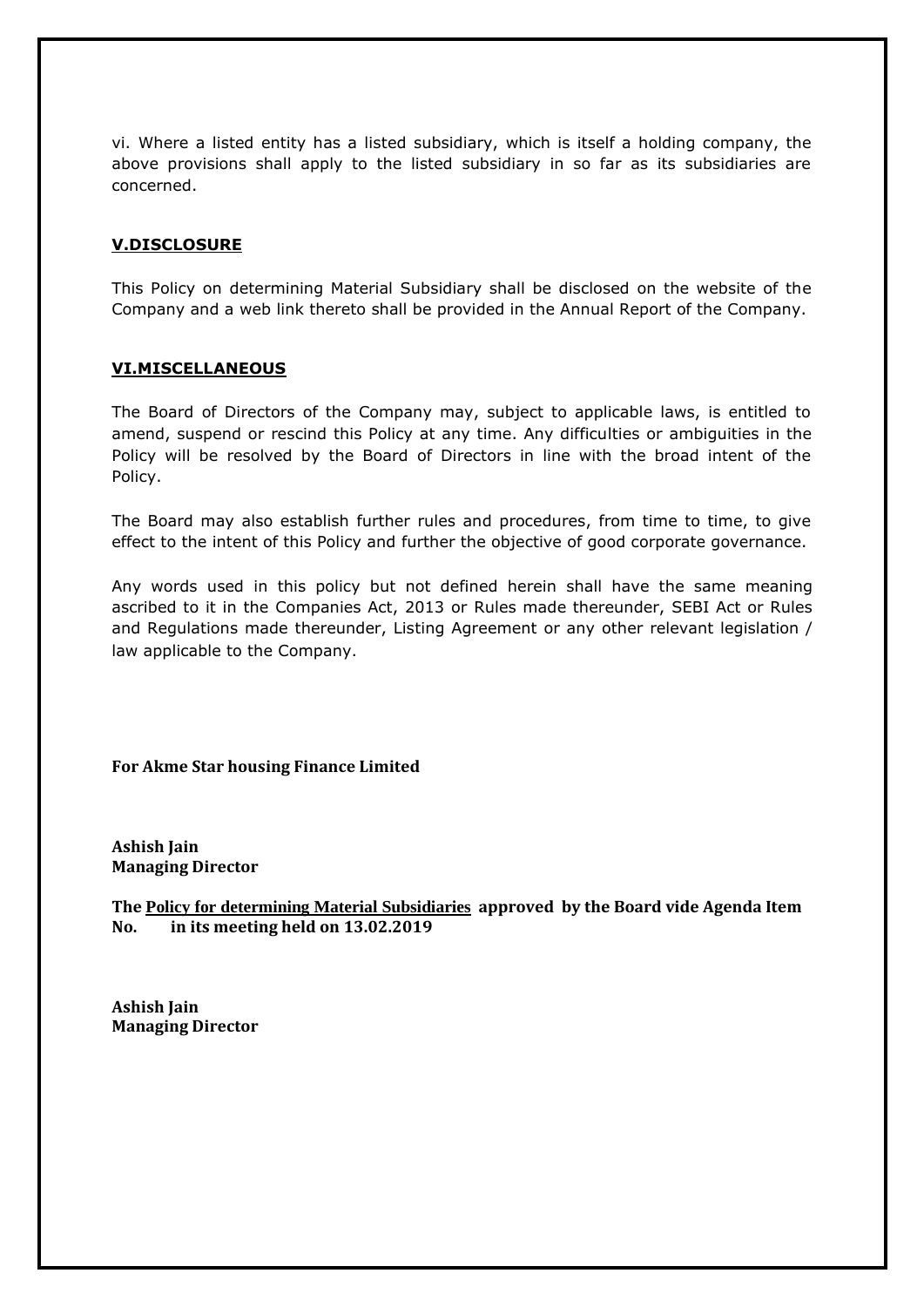vi. Where a listed entity has a listed subsidiary, which is itself a holding company, the above provisions shall apply to the listed subsidiary in so far as its subsidiaries are concerned.

## V.DISCLOSURE

This Policy on determining Material Subsidiary shall be disclosed on the website of the Company and a web link thereto shall be provided in the Annual Report of the Company.

## VI.MISCELLANEOUS

The Board of Directors of the Company may, subject to applicable laws, is entitled to amend, suspend or rescind this Policy at any time. Any difficulties or ambiguities in the Policy will be resolved by the Board of Directors in line with the broad intent of the Policy.

The Board may also establish further rules and procedures, from time to time, to give effect to the intent of this Policy and further the objective of good corporate governance.

Any words used in this policy but not defined herein shall have the same meaning ascribed to it in the Companies Act, 2013 or Rules made thereunder, SEBI Act or Rules and Regulations made thereunder, Listing Agreement or any other relevant legislation / law applicable to the Company.

**For Akme Star housing Finance Limited**

**Ashish Jain**
**Managing Director**

**The Policy for determining Material Subsidiaries approved by the Board vide Agenda Item No. in its meeting held on 13.02.2019**

**Ashish Jain**
**Managing Director**